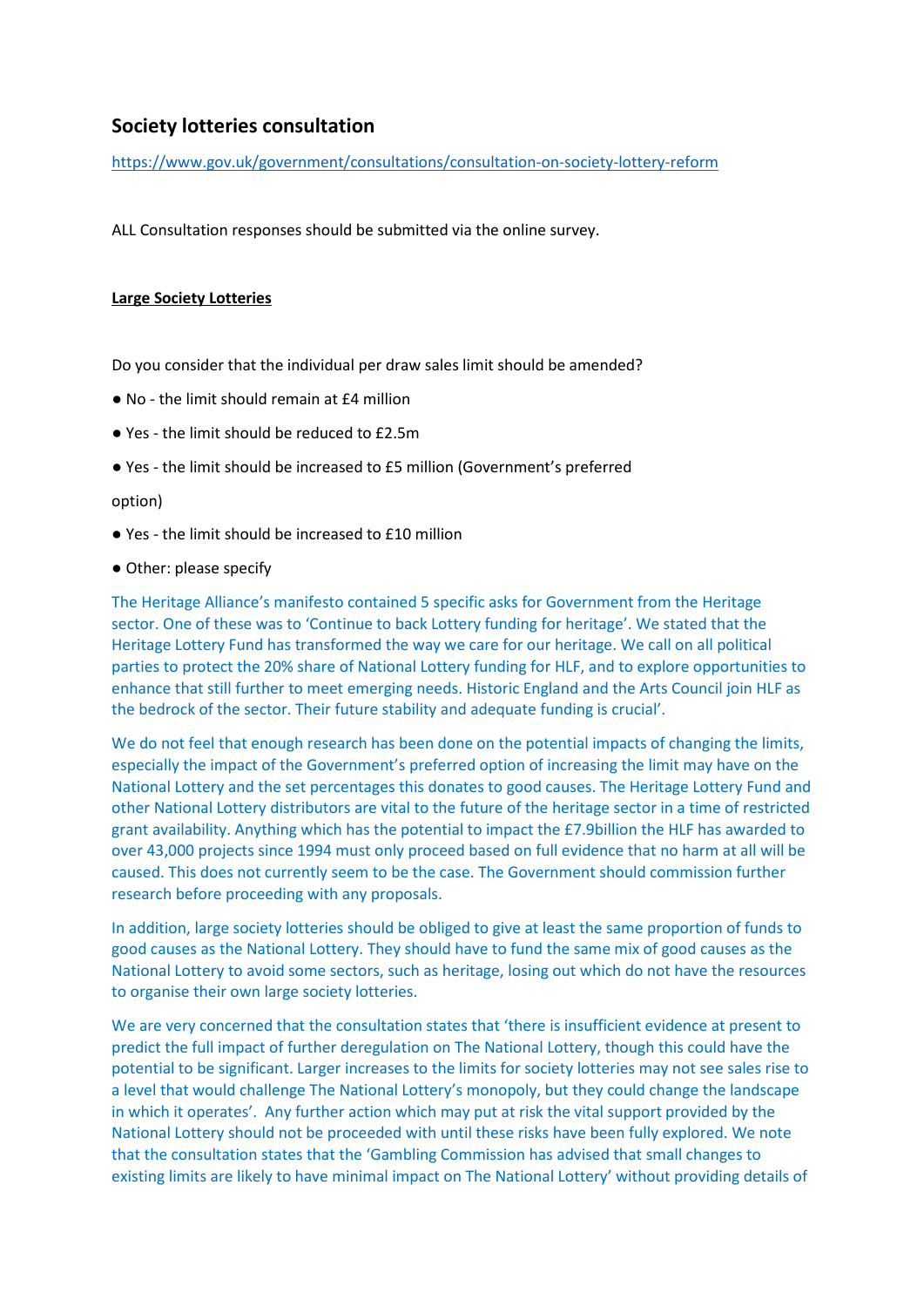# Society lotteries consultation

https://www.gov.uk/government/consultations/consultation-on-society-lottery-reform

ALL Consultation responses should be submitted via the online survey.

**Large Society Lotteries**

Do you consider that the individual per draw sales limit should be amended?

- No - the limit should remain at £4 million
- Yes - the limit should be reduced to £2.5m
- Yes - the limit should be increased to £5 million (Government's preferred option)
- Yes - the limit should be increased to £10 million
- Other: please specify

The Heritage Alliance's manifesto contained 5 specific asks for Government from the Heritage sector. One of these was to 'Continue to back Lottery funding for heritage'. We stated that the Heritage Lottery Fund has transformed the way we care for our heritage. We call on all political parties to protect the 20% share of National Lottery funding for HLF, and to explore opportunities to enhance that still further to meet emerging needs. Historic England and the Arts Council join HLF as the bedrock of the sector. Their future stability and adequate funding is crucial'.

We do not feel that enough research has been done on the potential impacts of changing the limits, especially the impact of the Government's preferred option of increasing the limit may have on the National Lottery and the set percentages this donates to good causes. The Heritage Lottery Fund and other National Lottery distributors are vital to the future of the heritage sector in a time of restricted grant availability. Anything which has the potential to impact the £7.9billion the HLF has awarded to over 43,000 projects since 1994 must only proceed based on full evidence that no harm at all will be caused. This does not currently seem to be the case. The Government should commission further research before proceeding with any proposals.

In addition, large society lotteries should be obliged to give at least the same proportion of funds to good causes as the National Lottery. They should have to fund the same mix of good causes as the National Lottery to avoid some sectors, such as heritage, losing out which do not have the resources to organise their own large society lotteries.

We are very concerned that the consultation states that 'there is insufficient evidence at present to predict the full impact of further deregulation on The National Lottery, though this could have the potential to be significant. Larger increases to the limits for society lotteries may not see sales rise to a level that would challenge The National Lottery's monopoly, but they could change the landscape in which it operates'. Any further action which may put at risk the vital support provided by the National Lottery should not be proceeded with until these risks have been fully explored. We note that the consultation states that the 'Gambling Commission has advised that small changes to existing limits are likely to have minimal impact on The National Lottery' without providing details of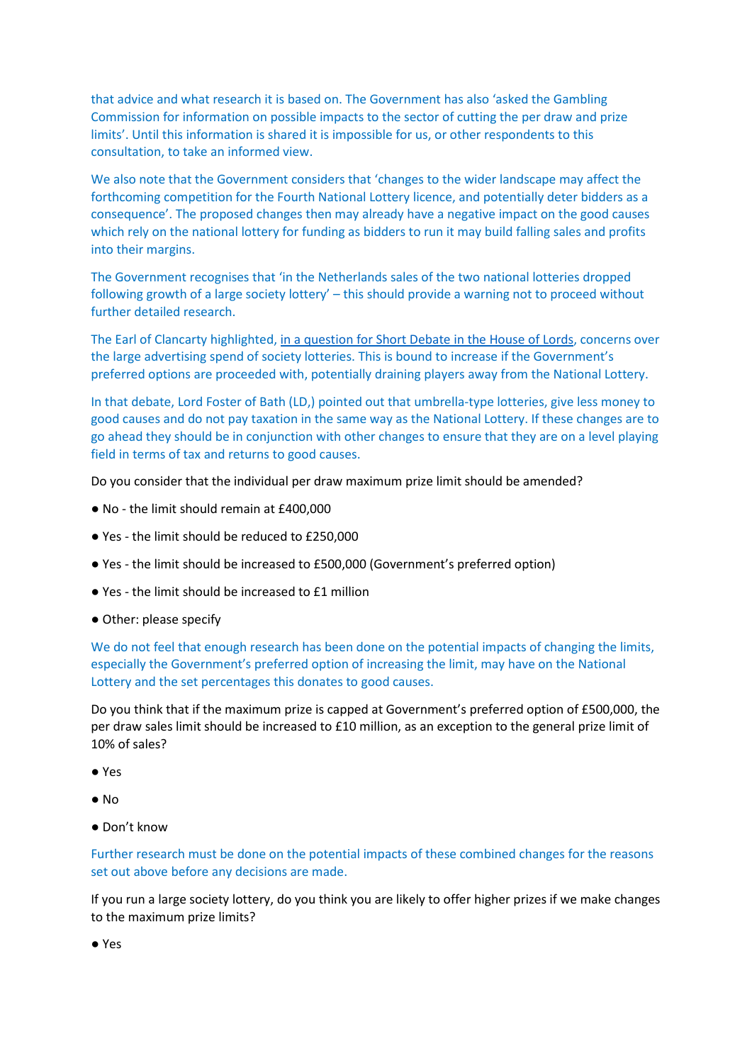that advice and what research it is based on. The Government has also 'asked the Gambling Commission for information on possible impacts to the sector of cutting the per draw and prize limits'. Until this information is shared it is impossible for us, or other respondents to this consultation, to take an informed view.

We also note that the Government considers that 'changes to the wider landscape may affect the forthcoming competition for the Fourth National Lottery licence, and potentially deter bidders as a consequence'. The proposed changes then may already have a negative impact on the good causes which rely on the national lottery for funding as bidders to run it may build falling sales and profits into their margins.

The Government recognises that 'in the Netherlands sales of the two national lotteries dropped following growth of a large society lottery' – this should provide a warning not to proceed without further detailed research.

The Earl of Clancarty highlighted, [in a question for Short Debate in the House of Lords](), concerns over the large advertising spend of society lotteries. This is bound to increase if the Government's preferred options are proceeded with, potentially draining players away from the National Lottery.

In that debate, Lord Foster of Bath (LD,) pointed out that umbrella-type lotteries, give less money to good causes and do not pay taxation in the same way as the National Lottery. If these changes are to go ahead they should be in conjunction with other changes to ensure that they are on a level playing field in terms of tax and returns to good causes.

Do you consider that the individual per draw maximum prize limit should be amended?

- No - the limit should remain at £400,000
- Yes - the limit should be reduced to £250,000
- Yes - the limit should be increased to £500,000 (Government's preferred option)
- Yes - the limit should be increased to £1 million
- Other: please specify

We do not feel that enough research has been done on the potential impacts of changing the limits, especially the Government's preferred option of increasing the limit, may have on the National Lottery and the set percentages this donates to good causes.

Do you think that if the maximum prize is capped at Government's preferred option of £500,000, the per draw sales limit should be increased to £10 million, as an exception to the general prize limit of 10% of sales?

- Yes
- No
- Don't know

Further research must be done on the potential impacts of these combined changes for the reasons set out above before any decisions are made.

If you run a large society lottery, do you think you are likely to offer higher prizes if we make changes to the maximum prize limits?

- Yes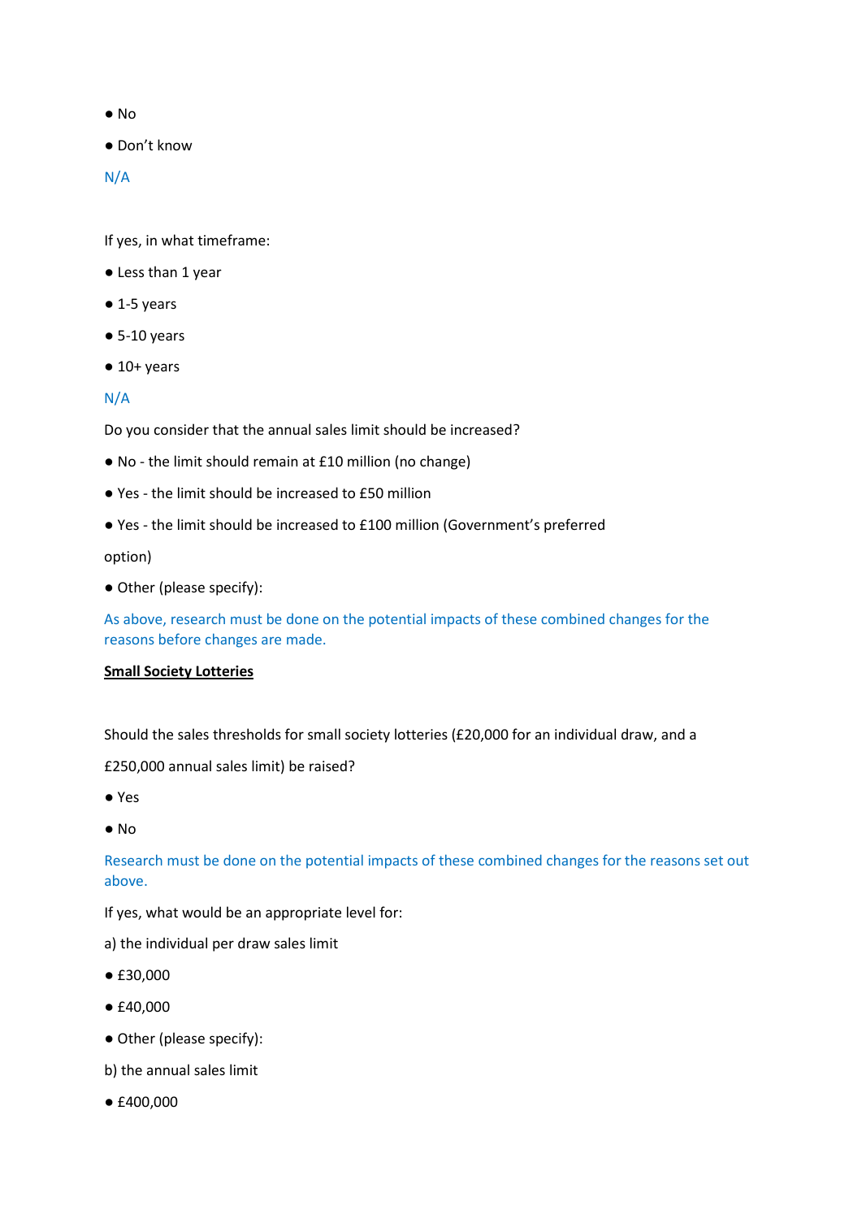- No
- Don't know

N/A

If yes, in what timeframe:

- Less than 1 year
- 1-5 years
- 5-10 years
- 10+ years

N/A

Do you consider that the annual sales limit should be increased?

- No - the limit should remain at £10 million (no change)
- Yes - the limit should be increased to £50 million
- Yes - the limit should be increased to £100 million (Government's preferred option)
- Other (please specify):

As above, research must be done on the potential impacts of these combined changes for the reasons before changes are made.

**Small Society Lotteries**

Should the sales thresholds for small society lotteries (£20,000 for an individual draw, and a £250,000 annual sales limit) be raised?

- Yes
- No

Research must be done on the potential impacts of these combined changes for the reasons set out above.

If yes, what would be an appropriate level for:

a) the individual per draw sales limit

- £30,000
- £40,000
- Other (please specify):

b) the annual sales limit

- £400,000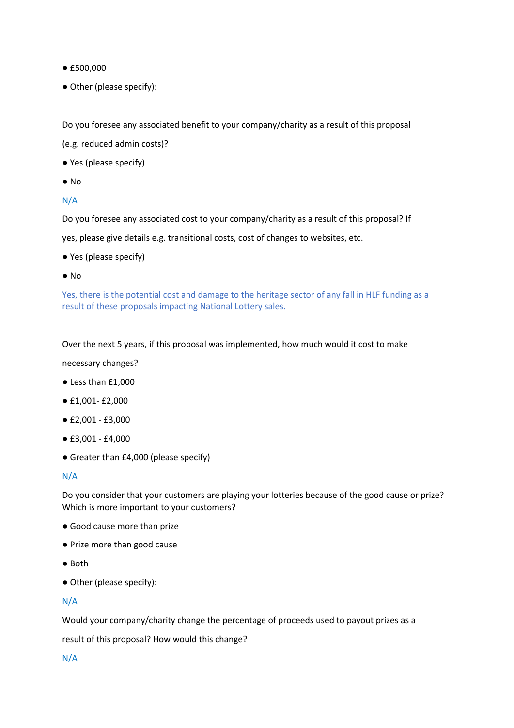- £500,000
- Other (please specify):

Do you foresee any associated benefit to your company/charity as a result of this proposal (e.g. reduced admin costs)?

- Yes (please specify)
- No

N/A

Do you foresee any associated cost to your company/charity as a result of this proposal? If yes, please give details e.g. transitional costs, cost of changes to websites, etc.

- Yes (please specify)
- No

Yes, there is the potential cost and damage to the heritage sector of any fall in HLF funding as a result of these proposals impacting National Lottery sales.

Over the next 5 years, if this proposal was implemented, how much would it cost to make necessary changes?

- Less than £1,000
- £1,001- £2,000
- £2,001 - £3,000
- £3,001 - £4,000
- Greater than £4,000 (please specify)

N/A

Do you consider that your customers are playing your lotteries because of the good cause or prize? Which is more important to your customers?

- Good cause more than prize
- Prize more than good cause
- Both
- Other (please specify):

N/A

Would your company/charity change the percentage of proceeds used to payout prizes as a result of this proposal? How would this change?

N/A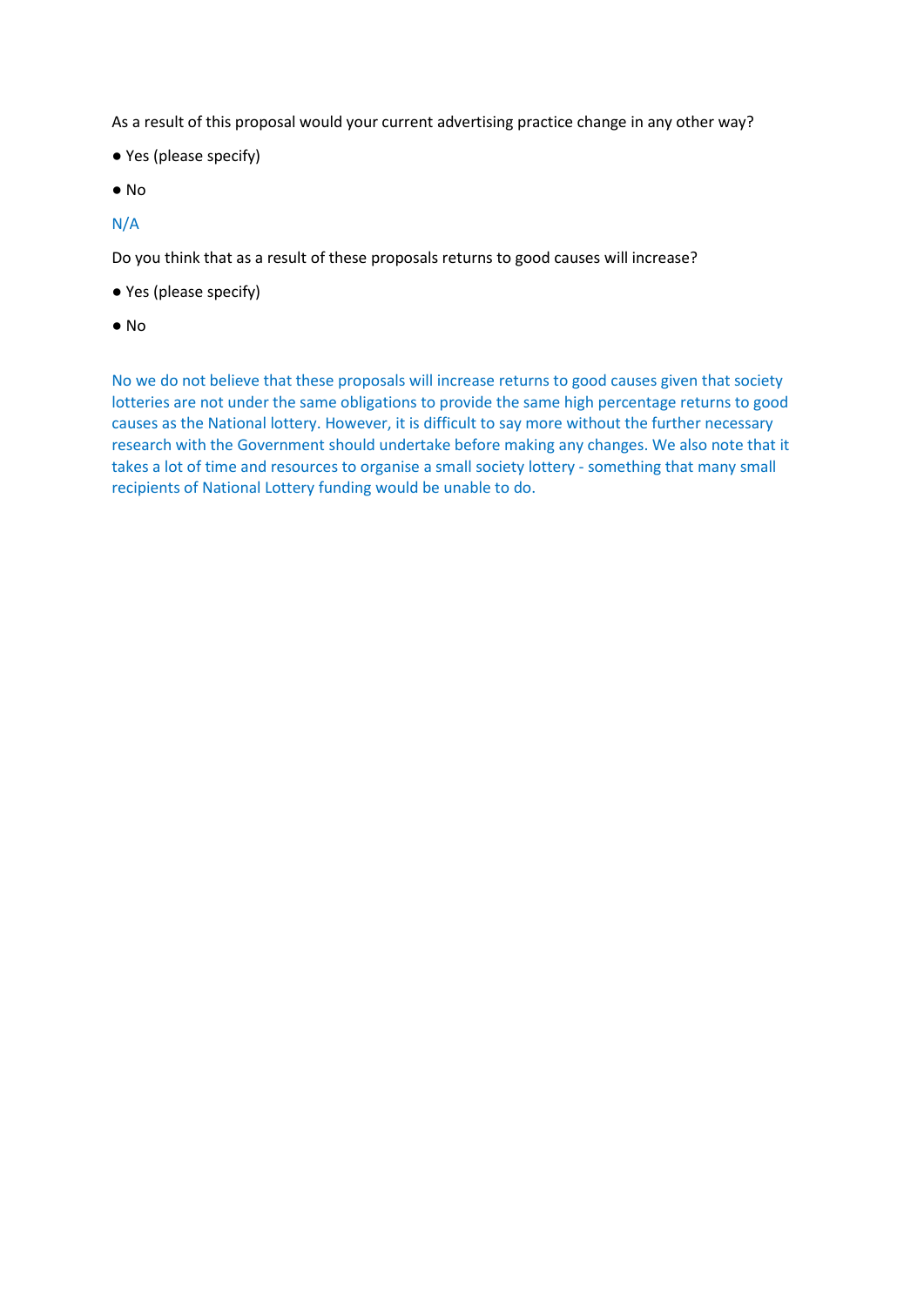As a result of this proposal would your current advertising practice change in any other way?

- Yes (please specify)
- No

N/A

Do you think that as a result of these proposals returns to good causes will increase?

- Yes (please specify)
- No

No we do not believe that these proposals will increase returns to good causes given that society lotteries are not under the same obligations to provide the same high percentage returns to good causes as the National lottery. However, it is difficult to say more without the further necessary research with the Government should undertake before making any changes. We also note that it takes a lot of time and resources to organise a small society lottery - something that many small recipients of National Lottery funding would be unable to do.